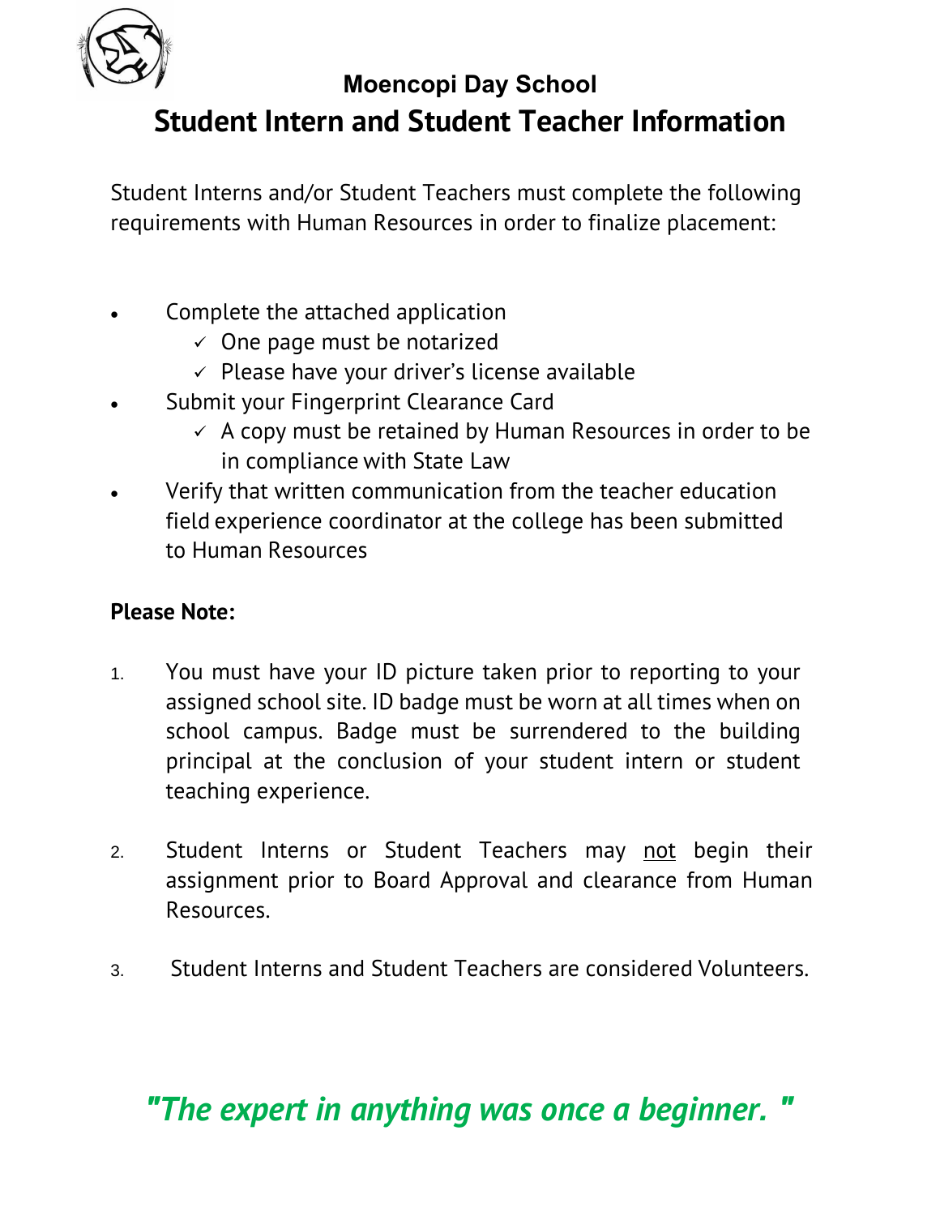# Moencopi Day School

## Student Intern and Student Teacher Information

Student Interns and/or Student Teachers must complete the following requirements with Human Resources in order to finalize placement:

- Complete the attached application
  - ✓ One page must be notarized
  - ✓ Please have your driver's license available
- Submit your Fingerprint Clearance Card
  - ✓ A copy must be retained by Human Resources in order to be in compliance with State Law
- Verify that written communication from the teacher education field experience coordinator at the college has been submitted to Human Resources

**Please Note:**

1. You must have your ID picture taken prior to reporting to your assigned school site. ID badge must be worn at all times when on school campus. Badge must be surrendered to the building principal at the conclusion of your student intern or student teaching experience.

2. Student Interns or Student Teachers may <u>not</u> begin their assignment prior to Board Approval and clearance from Human Resources.

3. Student Interns and Student Teachers are considered Volunteers.

***"The expert in anything was once a beginner. "***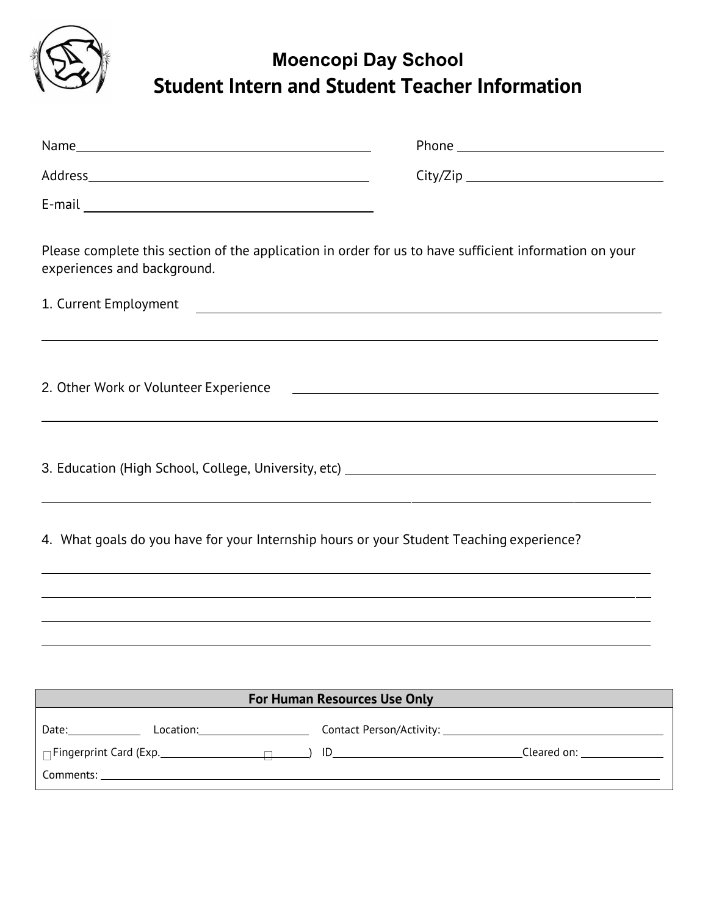# Moencopi Day School

## Student Intern and Student Teacher Information

Name ______________________________ Phone ______________________

Address ____________________________ City/Zip ____________________

E-mail ______________________________

Please complete this section of the application in order for us to have sufficient information on your experiences and background.

1. Current Employment ______________________________________________

_____________________________________________________________

2. Other Work or Volunteer Experience ___________________________________

_____________________________________________________________

3. Education (High School, College, University, etc) ___________________________

_____________________________________________________________

4. What goals do you have for your Internship hours or your Student Teaching experience?

_____________________________________________________________

_____________________________________________________________

_____________________________________________________________

_____________________________________________________________

| For Human Resources Use Only | | |
| --- | --- | --- |
| Date: __________ Location: ______________ | Contact Person/Activity: ______________________ | |
| ☐ Fingerprint Card (Exp. ______________ ☐ ) | ID ______________________ | Cleared on: __________ |
| Comments: ______________________________________________ | | |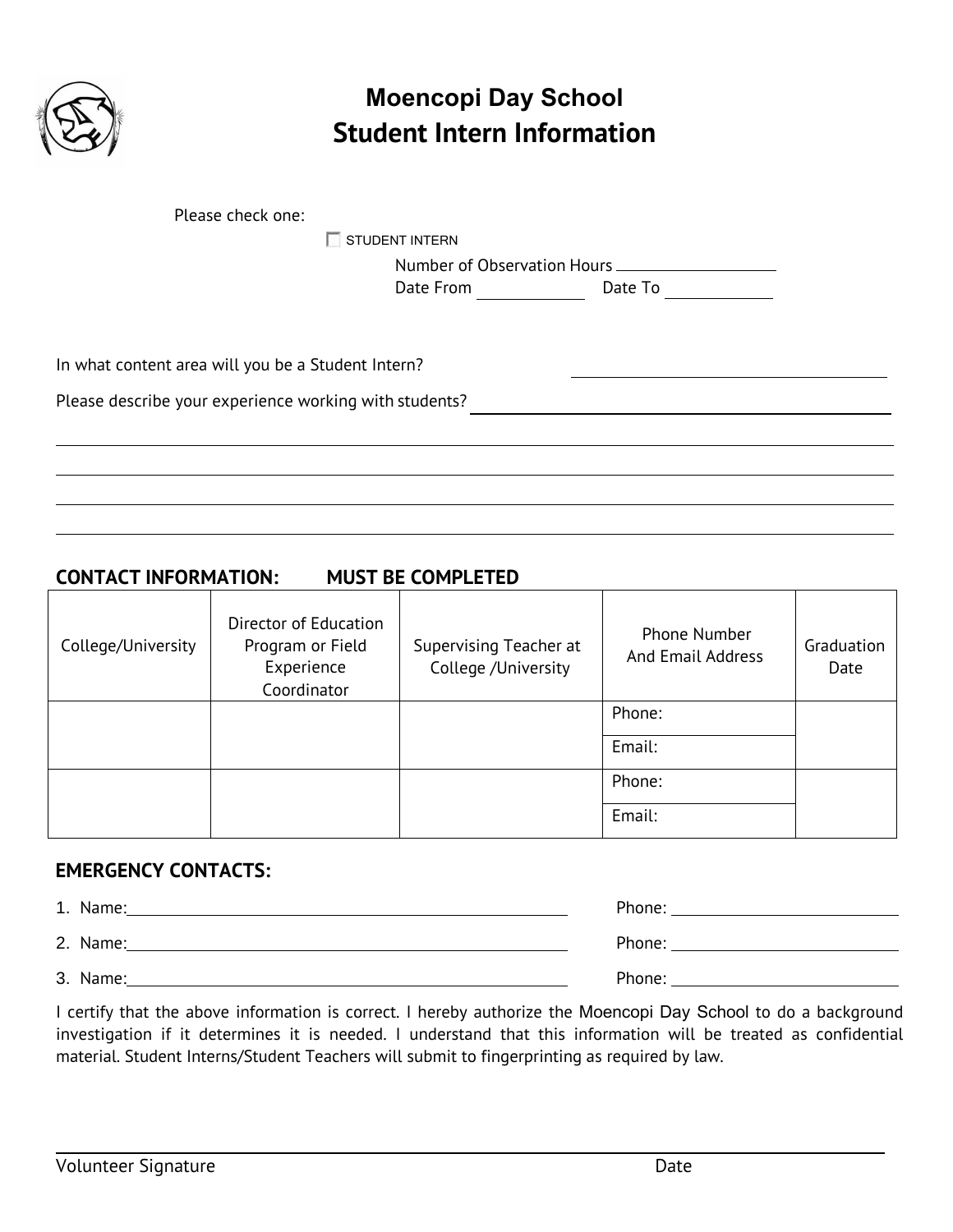# Moencopi Day School

## Student Intern Information

Please check one:

☐ STUDENT INTERN

Number of Observation Hours \_\_\_\_\_\_\_\_\_\_\_\_\_\_\_\_\_\_

Date From \_\_\_\_\_\_\_\_\_\_\_\_ Date To \_\_\_\_\_\_\_\_\_\_\_\_

In what content area will you be a Student Intern? \_\_\_\_\_\_\_\_\_\_\_\_\_\_\_\_\_\_\_\_\_\_\_\_\_\_\_\_\_\_\_\_\_\_\_\_

Please describe your experience working with students? \_\_\_\_\_\_\_\_\_\_\_\_\_\_\_\_\_\_\_\_\_\_\_\_\_\_\_\_\_\_\_\_\_\_\_\_\_\_\_\_\_\_\_\_\_\_

\_\_\_\_\_\_\_\_\_\_\_\_\_\_\_\_\_\_\_\_\_\_\_\_\_\_\_\_\_\_\_\_\_\_\_\_\_\_\_\_\_\_\_\_\_\_\_\_\_\_\_\_\_\_\_\_\_\_\_\_\_\_\_\_\_\_\_\_\_\_\_\_\_\_\_\_\_\_\_\_\_\_

\_\_\_\_\_\_\_\_\_\_\_\_\_\_\_\_\_\_\_\_\_\_\_\_\_\_\_\_\_\_\_\_\_\_\_\_\_\_\_\_\_\_\_\_\_\_\_\_\_\_\_\_\_\_\_\_\_\_\_\_\_\_\_\_\_\_\_\_\_\_\_\_\_\_\_\_\_\_\_\_\_\_

\_\_\_\_\_\_\_\_\_\_\_\_\_\_\_\_\_\_\_\_\_\_\_\_\_\_\_\_\_\_\_\_\_\_\_\_\_\_\_\_\_\_\_\_\_\_\_\_\_\_\_\_\_\_\_\_\_\_\_\_\_\_\_\_\_\_\_\_\_\_\_\_\_\_\_\_\_\_\_\_\_\_

\_\_\_\_\_\_\_\_\_\_\_\_\_\_\_\_\_\_\_\_\_\_\_\_\_\_\_\_\_\_\_\_\_\_\_\_\_\_\_\_\_\_\_\_\_\_\_\_\_\_\_\_\_\_\_\_\_\_\_\_\_\_\_\_\_\_\_\_\_\_\_\_\_\_\_\_\_\_\_\_\_\_

### CONTACT INFORMATION: MUST BE COMPLETED

| College/University | Director of Education Program or Field Experience Coordinator | Supervising Teacher at College /University | Phone Number And Email Address | Graduation Date |
|---|---|---|---|---|
| | | | Phone: | |
| | | | Email: | |
| | | | Phone: | |
| | | | Email: | |

### EMERGENCY CONTACTS:

1. Name: \_\_\_\_\_\_\_\_\_\_\_\_\_\_\_\_\_\_\_\_\_\_\_\_\_\_\_\_\_\_\_\_\_\_\_\_\_\_\_\_ Phone: \_\_\_\_\_\_\_\_\_\_\_\_\_\_\_\_\_\_\_\_\_\_
2. Name: \_\_\_\_\_\_\_\_\_\_\_\_\_\_\_\_\_\_\_\_\_\_\_\_\_\_\_\_\_\_\_\_\_\_\_\_\_\_\_\_ Phone: \_\_\_\_\_\_\_\_\_\_\_\_\_\_\_\_\_\_\_\_\_\_
3. Name: \_\_\_\_\_\_\_\_\_\_\_\_\_\_\_\_\_\_\_\_\_\_\_\_\_\_\_\_\_\_\_\_\_\_\_\_\_\_\_\_ Phone: \_\_\_\_\_\_\_\_\_\_\_\_\_\_\_\_\_\_\_\_\_\_

I certify that the above information is correct. I hereby authorize the Moencopi Day School to do a background investigation if it determines it is needed. I understand that this information will be treated as confidential material. Student Interns/Student Teachers will submit to fingerprinting as required by law.

\_\_\_\_\_\_\_\_\_\_\_\_\_\_\_\_\_\_\_\_\_\_\_\_\_\_\_\_\_\_\_\_\_\_\_\_\_\_\_\_\_\_\_\_\_\_\_\_\_\_\_\_\_\_\_\_\_\_\_\_\_\_\_\_\_\_\_\_\_\_\_\_\_\_\_\_\_\_\_\_\_\_

Volunteer Signature Date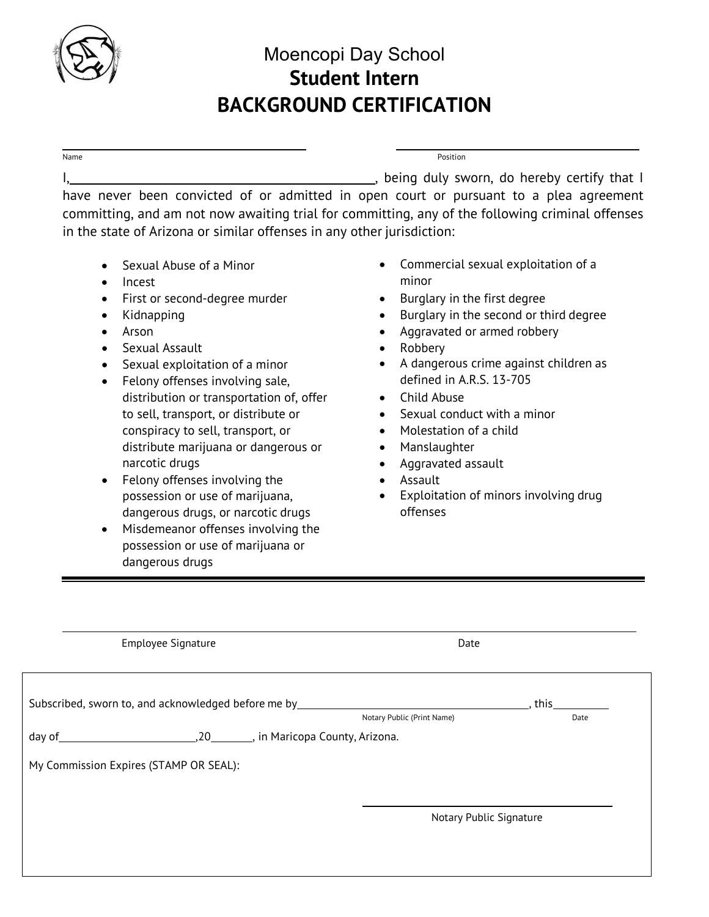# Moencopi Day School

## Student Intern

## BACKGROUND CERTIFICATION

______________________________ ______________________________
Name Position

I,______________________________, being duly sworn, do hereby certify that I have never been convicted of or admitted in open court or pursuant to a plea agreement committing, and am not now awaiting trial for committing, any of the following criminal offenses in the state of Arizona or similar offenses in any other jurisdiction:

- Sexual Abuse of a Minor
- Incest
- First or second-degree murder
- Kidnapping
- Arson
- Sexual Assault
- Sexual exploitation of a minor
- Felony offenses involving sale, distribution or transportation of, offer to sell, transport, or distribute or conspiracy to sell, transport, or distribute marijuana or dangerous or narcotic drugs
- Felony offenses involving the possession or use of marijuana, dangerous drugs, or narcotic drugs
- Misdemeanor offenses involving the possession or use of marijuana or dangerous drugs
- Commercial sexual exploitation of a minor
- Burglary in the first degree
- Burglary in the second or third degree
- Aggravated or armed robbery
- Robbery
- A dangerous crime against children as defined in A.R.S. 13-705
- Child Abuse
- Sexual conduct with a minor
- Molestation of a child
- Manslaughter
- Aggravated assault
- Assault
- Exploitation of minors involving drug offenses

---

______________________________________________________________________
Employee Signature Date

Subscribed, sworn to, and acknowledged before me by______________________________, this__________
Notary Public (Print Name) Date

day of________________________,20________, in Maricopa County, Arizona.

My Commission Expires (STAMP OR SEAL):

______________________________
Notary Public Signature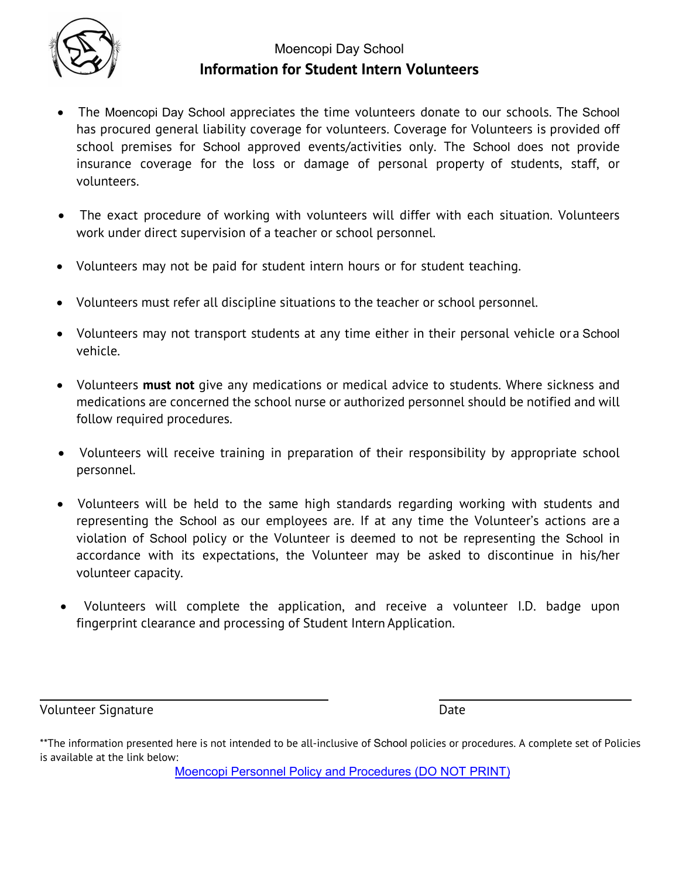Moencopi Day School

## Information for Student Intern Volunteers

- The Moencopi Day School appreciates the time volunteers donate to our schools. The School has procured general liability coverage for volunteers. Coverage for Volunteers is provided off school premises for School approved events/activities only. The School does not provide insurance coverage for the loss or damage of personal property of students, staff, or volunteers.

- The exact procedure of working with volunteers will differ with each situation. Volunteers work under direct supervision of a teacher or school personnel.

- Volunteers may not be paid for student intern hours or for student teaching.

- Volunteers must refer all discipline situations to the teacher or school personnel.

- Volunteers may not transport students at any time either in their personal vehicle or a School vehicle.

- Volunteers **must not** give any medications or medical advice to students. Where sickness and medications are concerned the school nurse or authorized personnel should be notified and will follow required procedures.

- Volunteers will receive training in preparation of their responsibility by appropriate school personnel.

- Volunteers will be held to the same high standards regarding working with students and representing the School as our employees are. If at any time the Volunteer's actions are a violation of School policy or the Volunteer is deemed to not be representing the School in accordance with its expectations, the Volunteer may be asked to discontinue in his/her volunteer capacity.

- Volunteers will complete the application, and receive a volunteer I.D. badge upon fingerprint clearance and processing of Student Intern Application.

\_\_\_\_\_\_\_\_\_\_\_\_\_\_\_\_\_\_\_\_\_\_\_\_\_\_\_\_\_\_\_\_\_\_\_\_ \_\_\_\_\_\_\_\_\_\_\_\_\_\_\_\_\_\_\_\_\_\_\_\_

Volunteer Signature Date

**The information presented here is not intended to be all-inclusive of School policies or procedures. A complete set of Policies is available at the link below:

Moencopi Personnel Policy and Procedures (DO NOT PRINT)